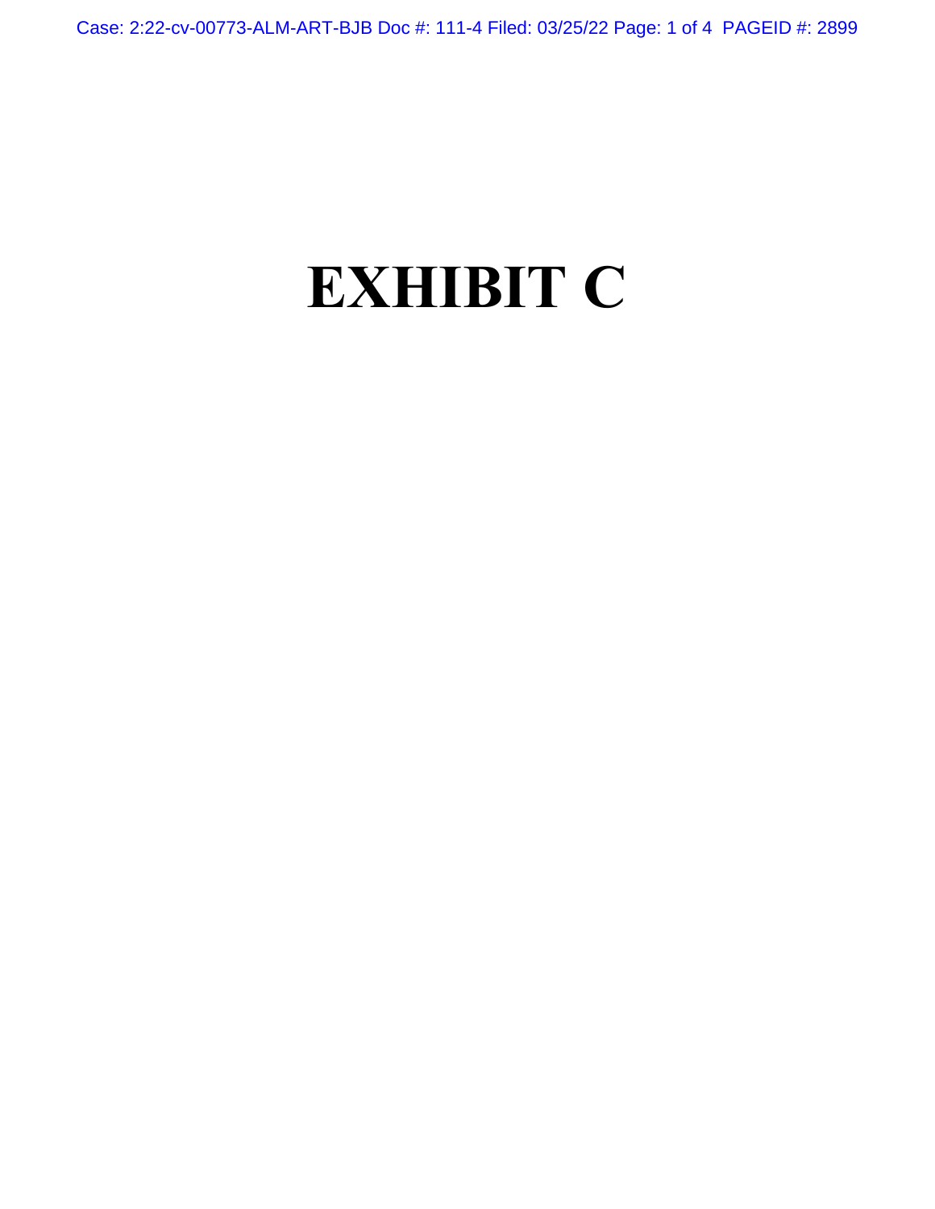# EXHIBIT C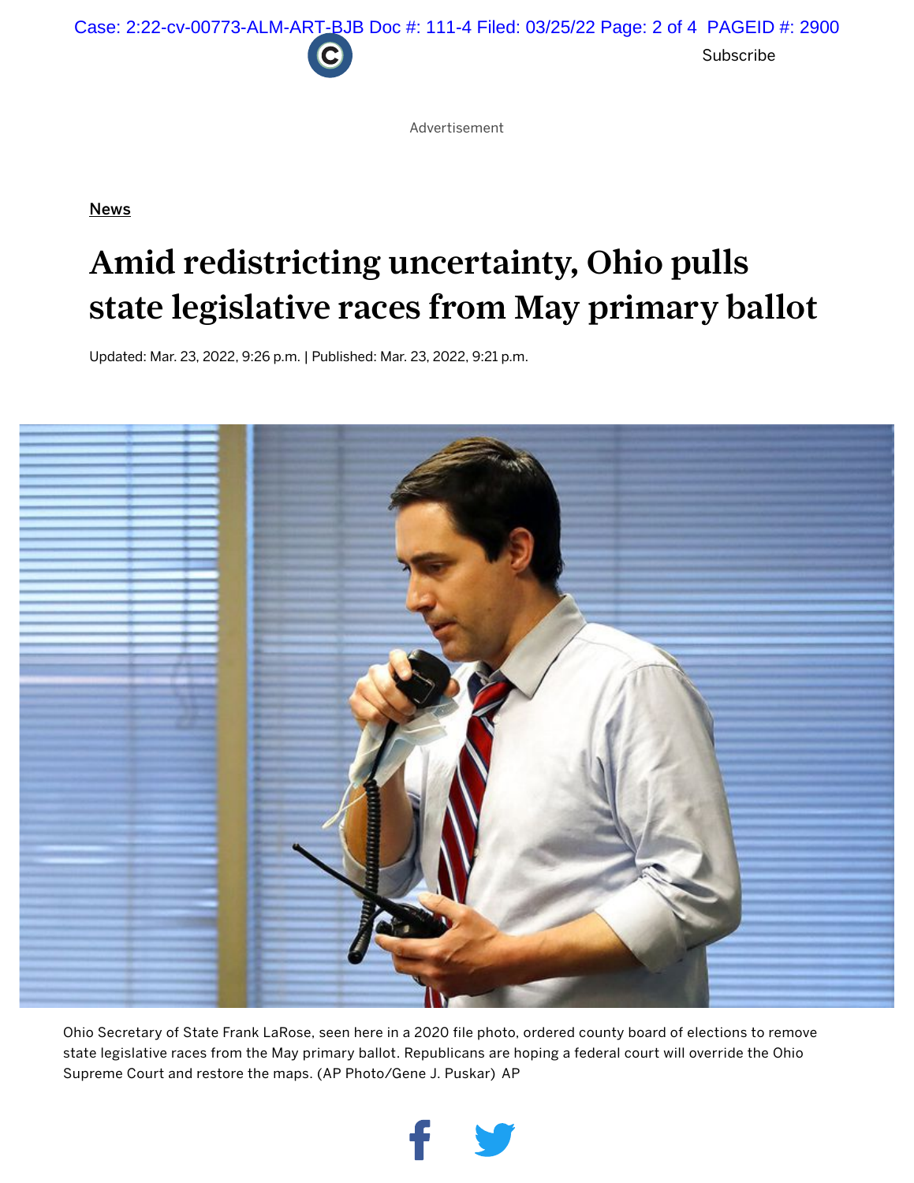Subscribe

Advertisement

News

# Amid redistricting uncertainty, Ohio pulls state legislative races from May primary ballot

Updated: Mar. 23, 2022, 9:26 p.m. | Published: Mar. 23, 2022, 9:21 p.m.

Ohio Secretary of State Frank LaRose, seen here in a 2020 file photo, ordered county board of elections to remove state legislative races from the May primary ballot. Republicans are hoping a federal court will override the Ohio Supreme Court and restore the maps. (AP Photo/Gene J. Puskar) AP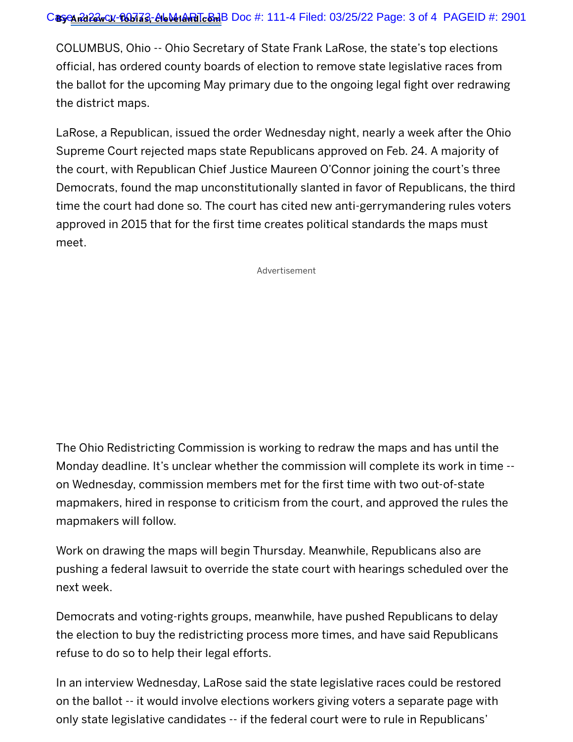By Andrew J. Tobias, cleveland.com

COLUMBUS, Ohio -- Ohio Secretary of State Frank LaRose, the state's top elections official, has ordered county boards of election to remove state legislative races from the ballot for the upcoming May primary due to the ongoing legal fight over redrawing the district maps.

LaRose, a Republican, issued the order Wednesday night, nearly a week after the Ohio Supreme Court rejected maps state Republicans approved on Feb. 24. A majority of the court, with Republican Chief Justice Maureen O'Connor joining the court's three Democrats, found the map unconstitutionally slanted in favor of Republicans, the third time the court had done so. The court has cited new anti-gerrymandering rules voters approved in 2015 that for the first time creates political standards the maps must meet.

Advertisement

The Ohio Redistricting Commission is working to redraw the maps and has until the Monday deadline. It's unclear whether the commission will complete its work in time -- on Wednesday, commission members met for the first time with two out-of-state mapmakers, hired in response to criticism from the court, and approved the rules the mapmakers will follow.

Work on drawing the maps will begin Thursday. Meanwhile, Republicans also are pushing a federal lawsuit to override the state court with hearings scheduled over the next week.

Democrats and voting-rights groups, meanwhile, have pushed Republicans to delay the election to buy the redistricting process more times, and have said Republicans refuse to do so to help their legal efforts.

In an interview Wednesday, LaRose said the state legislative races could be restored on the ballot -- it would involve elections workers giving voters a separate page with only state legislative candidates -- if the federal court were to rule in Republicans'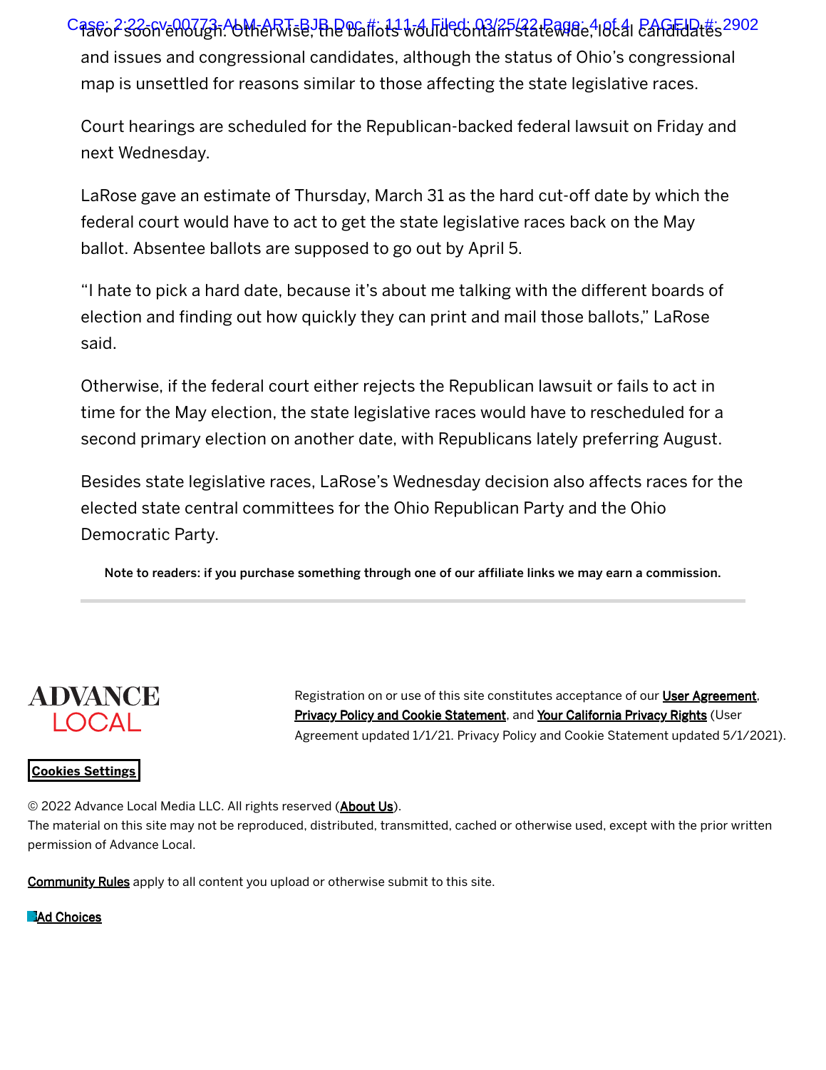favor soon enough. Otherwise, the ballots would contain statewide, local candidates and issues and congressional candidates, although the status of Ohio's congressional map is unsettled for reasons similar to those affecting the state legislative races.

Court hearings are scheduled for the Republican-backed federal lawsuit on Friday and next Wednesday.

LaRose gave an estimate of Thursday, March 31 as the hard cut-off date by which the federal court would have to act to get the state legislative races back on the May ballot. Absentee ballots are supposed to go out by April 5.

"I hate to pick a hard date, because it's about me talking with the different boards of election and finding out how quickly they can print and mail those ballots," LaRose said.

Otherwise, if the federal court either rejects the Republican lawsuit or fails to act in time for the May election, the state legislative races would have to rescheduled for a second primary election on another date, with Republicans lately preferring August.

Besides state legislative races, LaRose's Wednesday decision also affects races for the elected state central committees for the Ohio Republican Party and the Ohio Democratic Party.

**Note to readers: if you purchase something through one of our affiliate links we may earn a commission.**

ADVANCE LOCAL

Registration on or use of this site constitutes acceptance of our User Agreement, Privacy Policy and Cookie Statement, and Your California Privacy Rights (User Agreement updated 1/1/21. Privacy Policy and Cookie Statement updated 5/1/2021).

Cookies Settings

© 2022 Advance Local Media LLC. All rights reserved (About Us).
The material on this site may not be reproduced, distributed, transmitted, cached or otherwise used, except with the prior written permission of Advance Local.

Community Rules apply to all content you upload or otherwise submit to this site.

Ad Choices